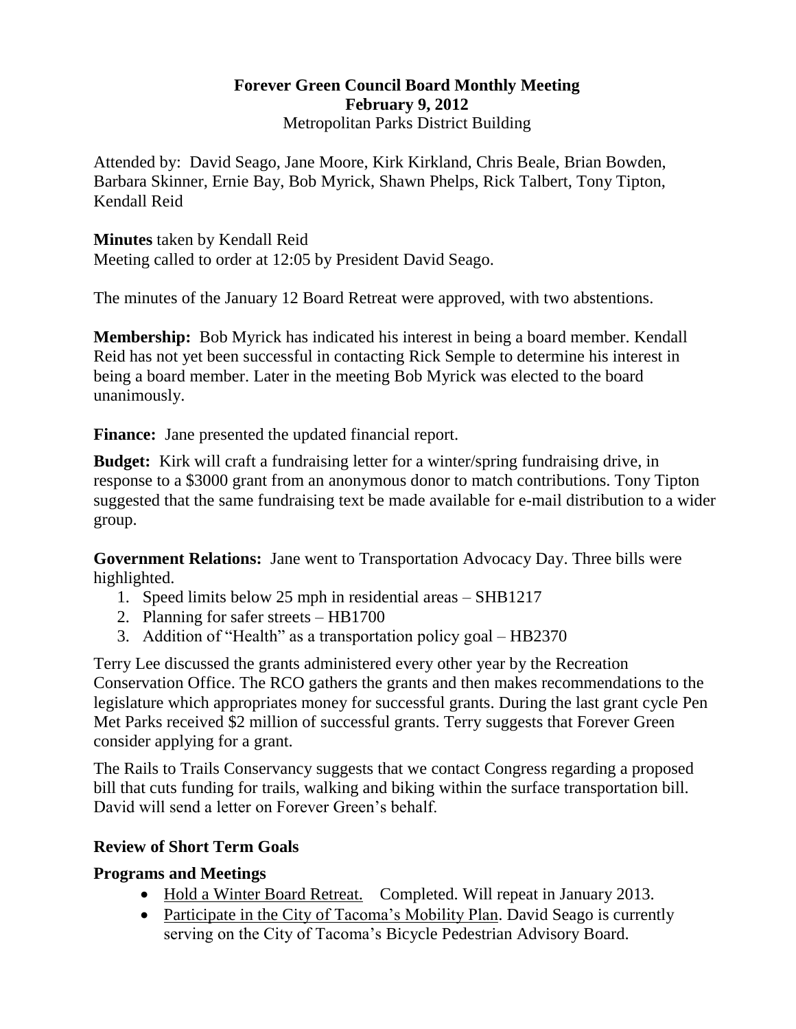# Forever Green Council Board Monthly Meeting
## February 9, 2012
Metropolitan Parks District Building

Attended by: David Seago, Jane Moore, Kirk Kirkland, Chris Beale, Brian Bowden, Barbara Skinner, Ernie Bay, Bob Myrick, Shawn Phelps, Rick Talbert, Tony Tipton, Kendall Reid

**Minutes** taken by Kendall Reid
Meeting called to order at 12:05 by President David Seago.

The minutes of the January 12 Board Retreat were approved, with two abstentions.

**Membership:** Bob Myrick has indicated his interest in being a board member. Kendall Reid has not yet been successful in contacting Rick Semple to determine his interest in being a board member. Later in the meeting Bob Myrick was elected to the board unanimously.

**Finance:** Jane presented the updated financial report.

**Budget:** Kirk will craft a fundraising letter for a winter/spring fundraising drive, in response to a $3000 grant from an anonymous donor to match contributions. Tony Tipton suggested that the same fundraising text be made available for e-mail distribution to a wider group.

**Government Relations:** Jane went to Transportation Advocacy Day. Three bills were highlighted.

1. Speed limits below 25 mph in residential areas – SHB1217
2. Planning for safer streets – HB1700
3. Addition of "Health" as a transportation policy goal – HB2370

Terry Lee discussed the grants administered every other year by the Recreation Conservation Office. The RCO gathers the grants and then makes recommendations to the legislature which appropriates money for successful grants. During the last grant cycle Pen Met Parks received $2 million of successful grants. Terry suggests that Forever Green consider applying for a grant.

The Rails to Trails Conservancy suggests that we contact Congress regarding a proposed bill that cuts funding for trails, walking and biking within the surface transportation bill. David will send a letter on Forever Green's behalf.

### Review of Short Term Goals

### Programs and Meetings

- Hold a Winter Board Retreat. Completed. Will repeat in January 2013.
- Participate in the City of Tacoma's Mobility Plan. David Seago is currently serving on the City of Tacoma's Bicycle Pedestrian Advisory Board.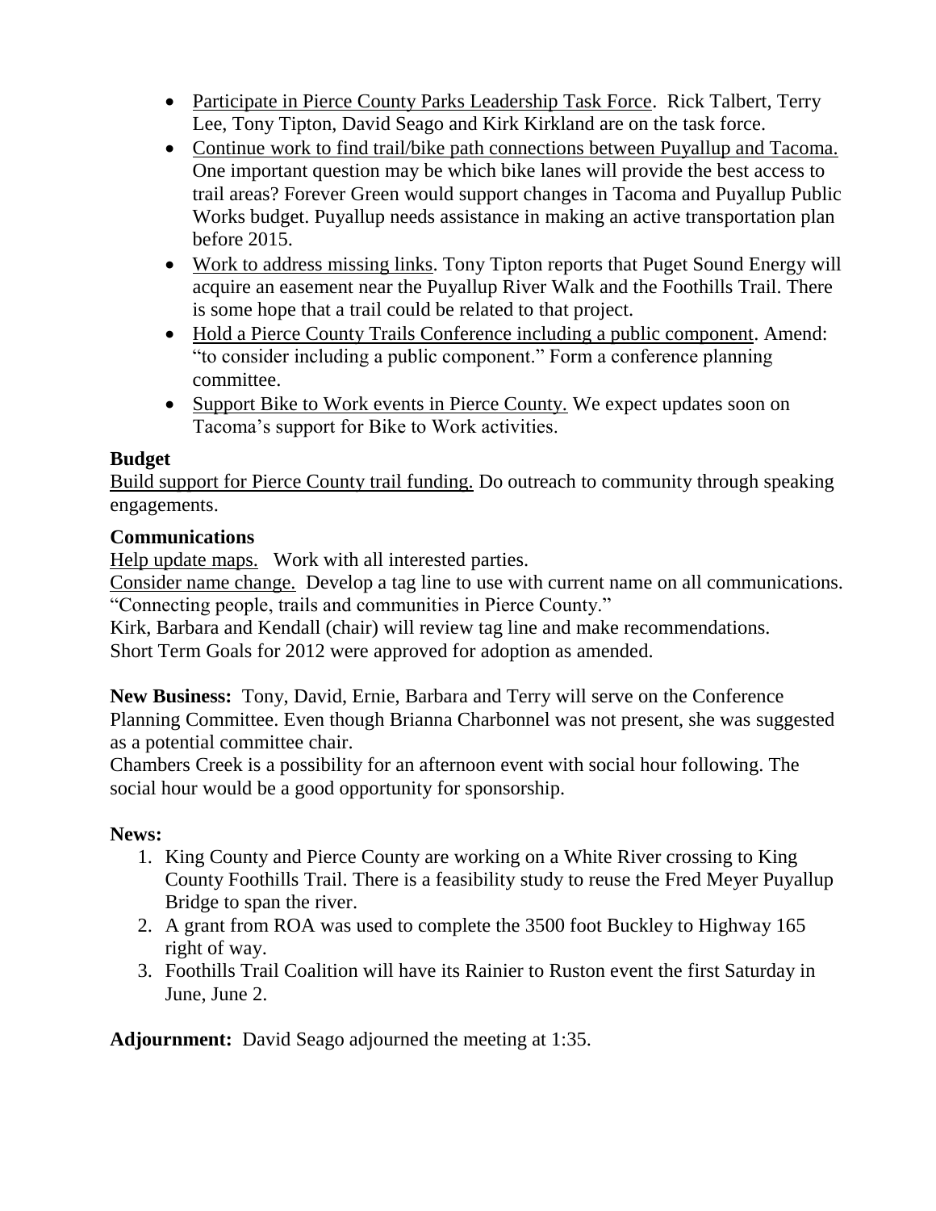- Participate in Pierce County Parks Leadership Task Force. Rick Talbert, Terry Lee, Tony Tipton, David Seago and Kirk Kirkland are on the task force.
- Continue work to find trail/bike path connections between Puyallup and Tacoma. One important question may be which bike lanes will provide the best access to trail areas? Forever Green would support changes in Tacoma and Puyallup Public Works budget. Puyallup needs assistance in making an active transportation plan before 2015.
- Work to address missing links. Tony Tipton reports that Puget Sound Energy will acquire an easement near the Puyallup River Walk and the Foothills Trail. There is some hope that a trail could be related to that project.
- Hold a Pierce County Trails Conference including a public component. Amend: "to consider including a public component." Form a conference planning committee.
- Support Bike to Work events in Pierce County. We expect updates soon on Tacoma's support for Bike to Work activities.

**Budget**

Build support for Pierce County trail funding. Do outreach to community through speaking engagements.

**Communications**

Help update maps. Work with all interested parties.

Consider name change. Develop a tag line to use with current name on all communications. "Connecting people, trails and communities in Pierce County."

Kirk, Barbara and Kendall (chair) will review tag line and make recommendations.

Short Term Goals for 2012 were approved for adoption as amended.

**New Business:** Tony, David, Ernie, Barbara and Terry will serve on the Conference Planning Committee. Even though Brianna Charbonnel was not present, she was suggested as a potential committee chair.

Chambers Creek is a possibility for an afternoon event with social hour following. The social hour would be a good opportunity for sponsorship.

**News:**

1. King County and Pierce County are working on a White River crossing to King County Foothills Trail. There is a feasibility study to reuse the Fred Meyer Puyallup Bridge to span the river.
2. A grant from ROA was used to complete the 3500 foot Buckley to Highway 165 right of way.
3. Foothills Trail Coalition will have its Rainier to Ruston event the first Saturday in June, June 2.

**Adjournment:** David Seago adjourned the meeting at 1:35.